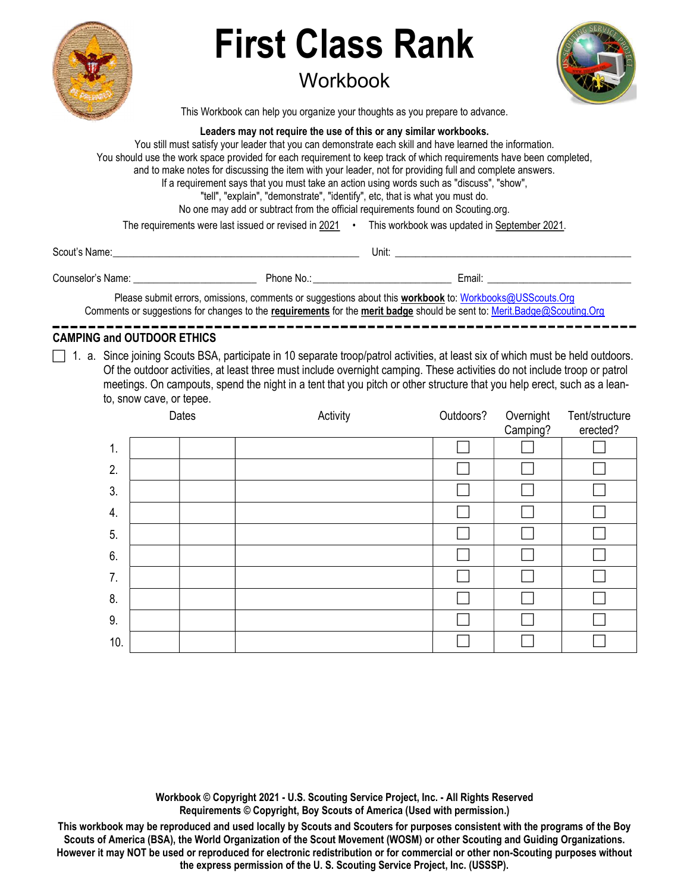# First Class Rank

## Workbook

This Workbook can help you organize your thoughts as you prepare to advance.

**Leaders may not require the use of this or any similar workbooks.**
You still must satisfy your leader that you can demonstrate each skill and have learned the information.
You should use the work space provided for each requirement to keep track of which requirements have been completed, and to make notes for discussing the item with your leader, not for providing full and complete answers.
If a requirement says that you must take an action using words such as "discuss", "show", "tell", "explain", "demonstrate", "identify", etc, that is what you must do.
No one may add or subtract from the official requirements found on Scouting.org.

The requirements were last issued or revised in 2021 • This workbook was updated in September 2021.

Scout's Name:_______________________________ Unit: _______________________________

Counselor's Name: ____________________ Phone No.: ______________________ Email: ______________________

Please submit errors, omissions, comments or suggestions about this **workbook** to: Workbooks@USScouts.Org
Comments or suggestions for changes to the **requirements** for the **merit badge** should be sent to: Merit.Badge@Scouting.Org

---

### CAMPING and OUTDOOR ETHICS

☐ 1. a. Since joining Scouts BSA, participate in 10 separate troop/patrol activities, at least six of which must be held outdoors. Of the outdoor activities, at least three must include overnight camping. These activities do not include troop or patrol meetings. On campouts, spend the night in a tent that you pitch or other structure that you help erect, such as a lean-to, snow cave, or tepee.

| | Dates | | Activity | Outdoors? | Overnight Camping? | Tent/structure erected? |
|---|---|---|---|---|---|---|
| 1. | | | | ☐ | ☐ | ☐ |
| 2. | | | | ☐ | ☐ | ☐ |
| 3. | | | | ☐ | ☐ | ☐ |
| 4. | | | | ☐ | ☐ | ☐ |
| 5. | | | | ☐ | ☐ | ☐ |
| 6. | | | | ☐ | ☐ | ☐ |
| 7. | | | | ☐ | ☐ | ☐ |
| 8. | | | | ☐ | ☐ | ☐ |
| 9. | | | | ☐ | ☐ | ☐ |
| 10. | | | | ☐ | ☐ | ☐ |

**Workbook © Copyright 2021 - U.S. Scouting Service Project, Inc. - All Rights Reserved**
**Requirements © Copyright, Boy Scouts of America (Used with permission.)**

**This workbook may be reproduced and used locally by Scouts and Scouters for purposes consistent with the programs of the Boy Scouts of America (BSA), the World Organization of the Scout Movement (WOSM) or other Scouting and Guiding Organizations. However it may NOT be used or reproduced for electronic redistribution or for commercial or other non-Scouting purposes without the express permission of the U. S. Scouting Service Project, Inc. (USSSP).**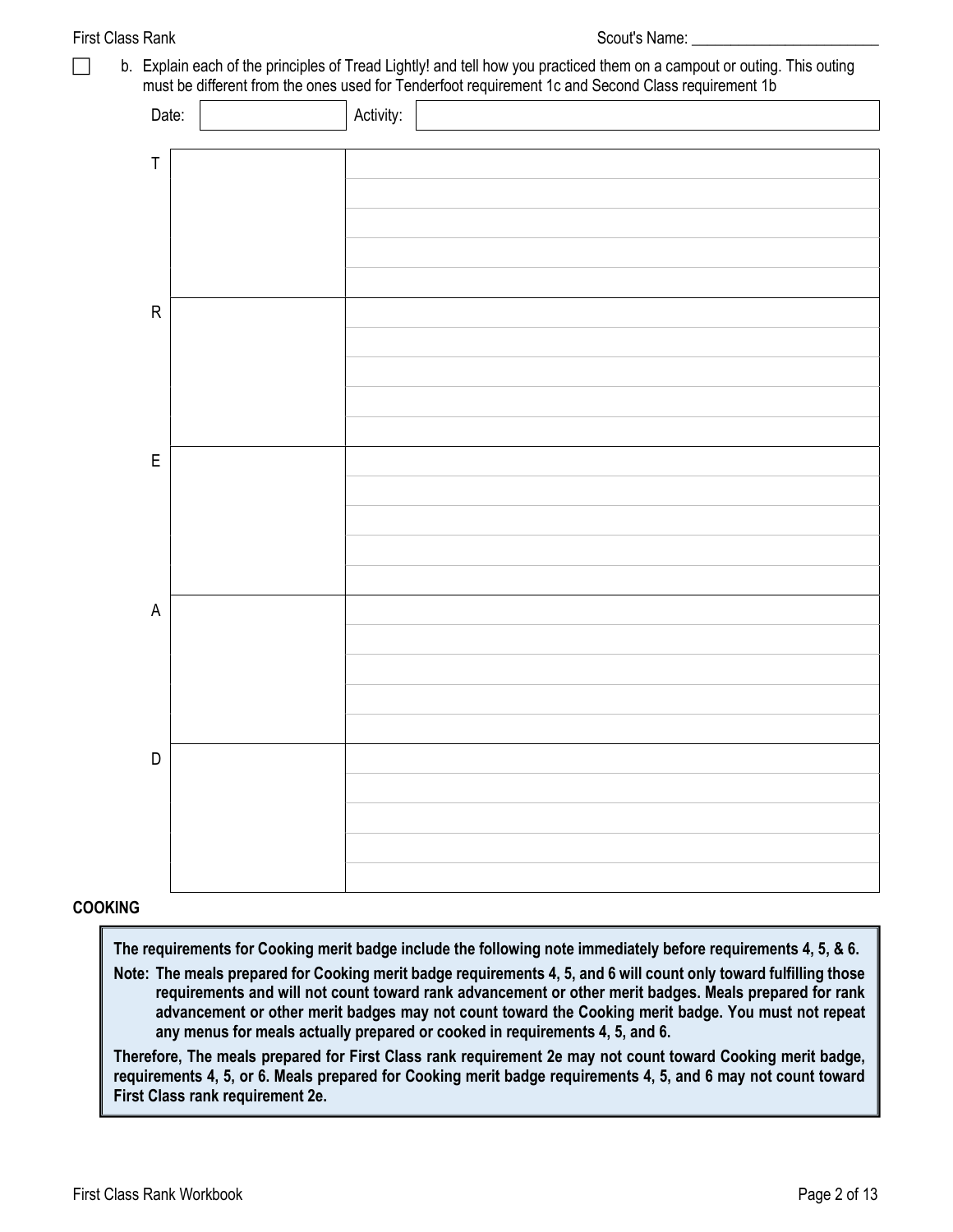- [ ] b. Explain each of the principles of Tread Lightly! and tell how you practiced them on a campout or outing. This outing must be different from the ones used for Tenderfoot requirement 1c and Second Class requirement 1b

Date: ____________ Activity: ____________________________

| | | |
|---|---|---|
| T | | |
| R | | |
| E | | |
| A | | |
| D | | |

**COOKING**

**The requirements for Cooking merit badge include the following note immediately before requirements 4, 5, & 6.**

**Note: The meals prepared for Cooking merit badge requirements 4, 5, and 6 will count only toward fulfilling those requirements and will not count toward rank advancement or other merit badges. Meals prepared for rank advancement or other merit badges may not count toward the Cooking merit badge. You must not repeat any menus for meals actually prepared or cooked in requirements 4, 5, and 6.**

**Therefore, The meals prepared for First Class rank requirement 2e may not count toward Cooking merit badge, requirements 4, 5, or 6. Meals prepared for Cooking merit badge requirements 4, 5, and 6 may not count toward First Class rank requirement 2e.**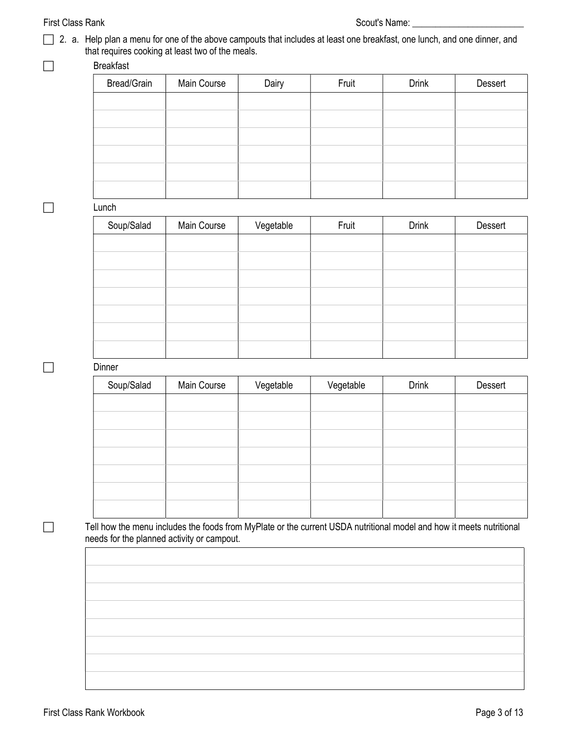Scout's Name: ________________________

☐ 2. a. Help plan a menu for one of the above campouts that includes at least one breakfast, one lunch, and one dinner, and that requires cooking at least two of the meals.

☐ Breakfast

| Bread/Grain | Main Course | Dairy | Fruit | Drink | Dessert |
|---|---|---|---|---|---|
| | | | | | |
| | | | | | |
| | | | | | |
| | | | | | |
| | | | | | |
| | | | | | |

☐ Lunch

| Soup/Salad | Main Course | Vegetable | Fruit | Drink | Dessert |
|---|---|---|---|---|---|
| | | | | | |
| | | | | | |
| | | | | | |
| | | | | | |
| | | | | | |
| | | | | | |
| | | | | | |

☐ Dinner

| Soup/Salad | Main Course | Vegetable | Vegetable | Drink | Dessert |
|---|---|---|---|---|---|
| | | | | | |
| | | | | | |
| | | | | | |
| | | | | | |
| | | | | | |
| | | | | | |
| | | | | | |

☐ Tell how the menu includes the foods from MyPlate or the current USDA nutritional model and how it meets nutritional needs for the planned activity or campout.

| |
|---|
| |
| |
| |
| |
| |
| |
| |
| |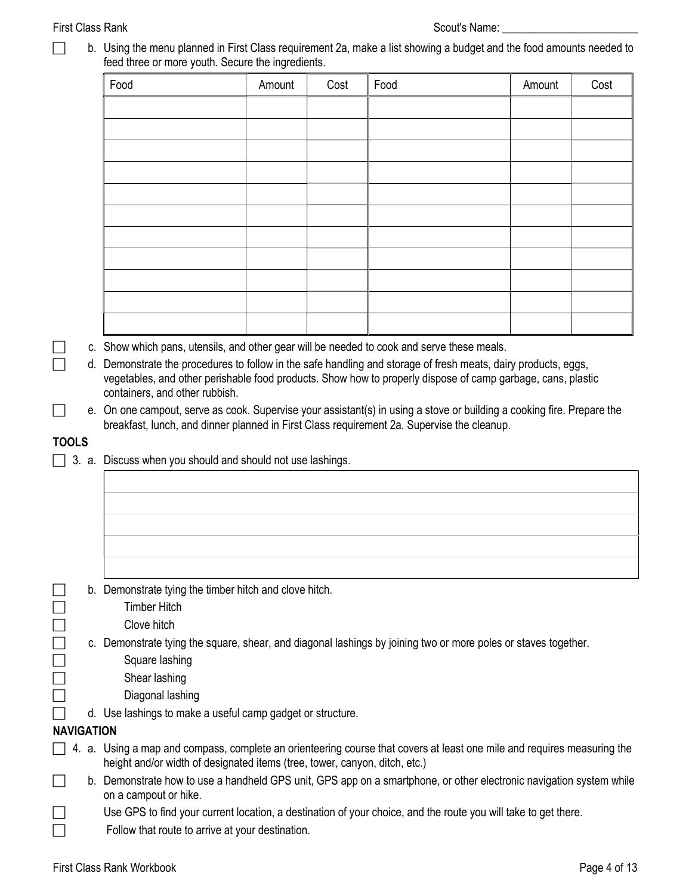☐ b. Using the menu planned in First Class requirement 2a, make a list showing a budget and the food amounts needed to feed three or more youth. Secure the ingredients.

| Food | Amount | Cost | Food | Amount | Cost |
|---|---|---|---|---|---|
| | | | | | |
| | | | | | |
| | | | | | |
| | | | | | |
| | | | | | |
| | | | | | |
| | | | | | |
| | | | | | |
| | | | | | |
| | | | | | |
| | | | | | |

☐ c. Show which pans, utensils, and other gear will be needed to cook and serve these meals.

☐ d. Demonstrate the procedures to follow in the safe handling and storage of fresh meats, dairy products, eggs, vegetables, and other perishable food products. Show how to properly dispose of camp garbage, cans, plastic containers, and other rubbish.

☐ e. On one campout, serve as cook. Supervise your assistant(s) in using a stove or building a cooking fire. Prepare the breakfast, lunch, and dinner planned in First Class requirement 2a. Supervise the cleanup.

**TOOLS**

☐ 3. a. Discuss when you should and should not use lashings.

| |
|---|
| |
| |
| |
| |
| |

☐ b. Demonstrate tying the timber hitch and clove hitch.

☐ Timber Hitch

☐ Clove hitch

☐ c. Demonstrate tying the square, shear, and diagonal lashings by joining two or more poles or staves together.

☐ Square lashing

☐ Shear lashing

☐ Diagonal lashing

☐ d. Use lashings to make a useful camp gadget or structure.

**NAVIGATION**

☐ 4. a. Using a map and compass, complete an orienteering course that covers at least one mile and requires measuring the height and/or width of designated items (tree, tower, canyon, ditch, etc.)

☐ b. Demonstrate how to use a handheld GPS unit, GPS app on a smartphone, or other electronic navigation system while on a campout or hike.

☐ Use GPS to find your current location, a destination of your choice, and the route you will take to get there.

☐ Follow that route to arrive at your destination.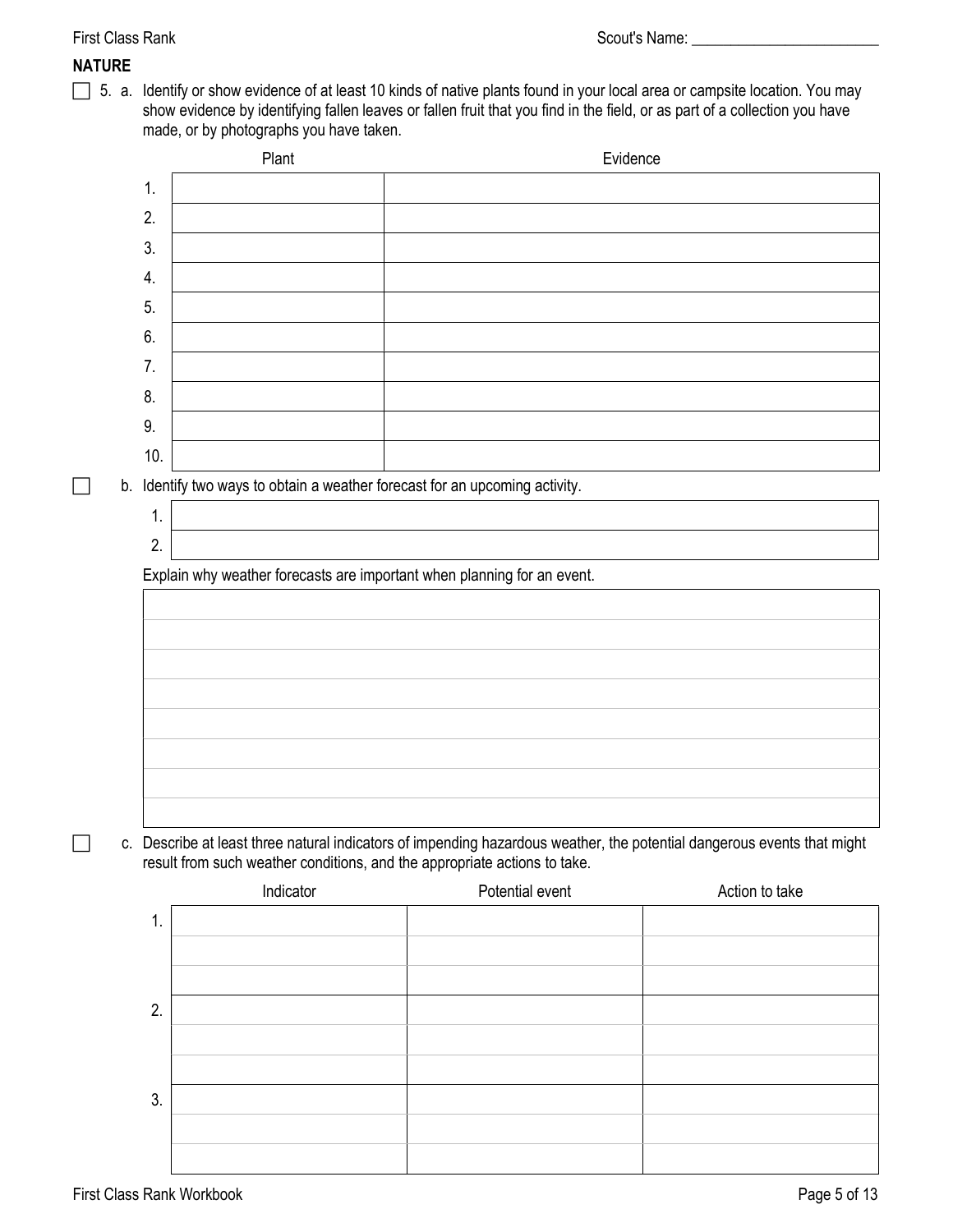First Class Rank Scout's Name: ________________________

**NATURE**

☐ 5. a. Identify or show evidence of at least 10 kinds of native plants found in your local area or campsite location. You may show evidence by identifying fallen leaves or fallen fruit that you find in the field, or as part of a collection you have made, or by photographs you have taken.

| | Plant | Evidence |
|---|---|---|
| 1. | | |
| 2. | | |
| 3. | | |
| 4. | | |
| 5. | | |
| 6. | | |
| 7. | | |
| 8. | | |
| 9. | | |
| 10. | | |

☐ b. Identify two ways to obtain a weather forecast for an upcoming activity.

| | |
|---|---|
| 1. | |
| 2. | |

Explain why weather forecasts are important when planning for an event.

| |
|---|
| |
| |
| |
| |
| |
| |
| |
| |

☐ c. Describe at least three natural indicators of impending hazardous weather, the potential dangerous events that might result from such weather conditions, and the appropriate actions to take.

| | Indicator | Potential event | Action to take |
|---|---|---|---|
| 1. | | | |
| | | | |
| | | | |
| 2. | | | |
| | | | |
| | | | |
| 3. | | | |
| | | | |
| | | | |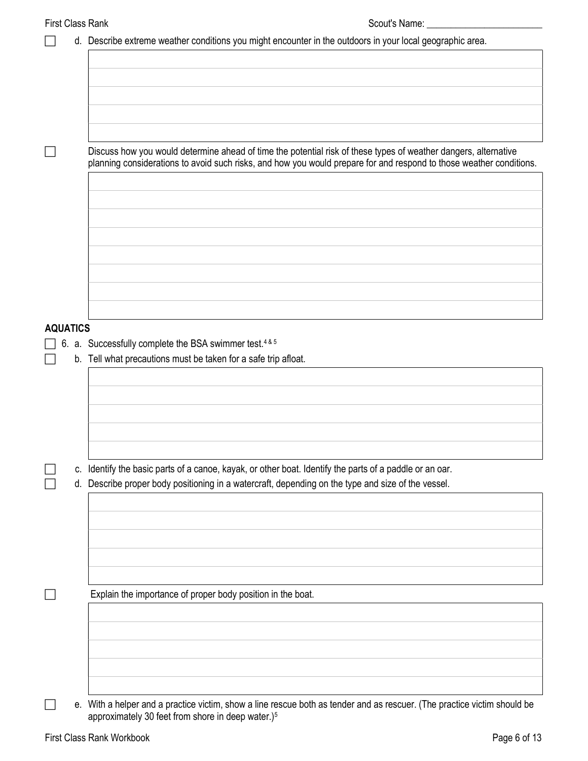- [ ] d. Describe extreme weather conditions you might encounter in the outdoors in your local geographic area.

- [ ] Discuss how you would determine ahead of time the potential risk of these types of weather dangers, alternative planning considerations to avoid such risks, and how you would prepare for and respond to those weather conditions.

## AQUATICS

- [ ] 6. a. Successfully complete the BSA swimmer test.[4 & 5]
- [ ] b. Tell what precautions must be taken for a safe trip afloat.

- [ ] c. Identify the basic parts of a canoe, kayak, or other boat. Identify the parts of a paddle or an oar.
- [ ] d. Describe proper body positioning in a watercraft, depending on the type and size of the vessel.

- [ ] Explain the importance of proper body position in the boat.

- [ ] e. With a helper and a practice victim, show a line rescue both as tender and as rescuer. (The practice victim should be approximately 30 feet from shore in deep water.)[5]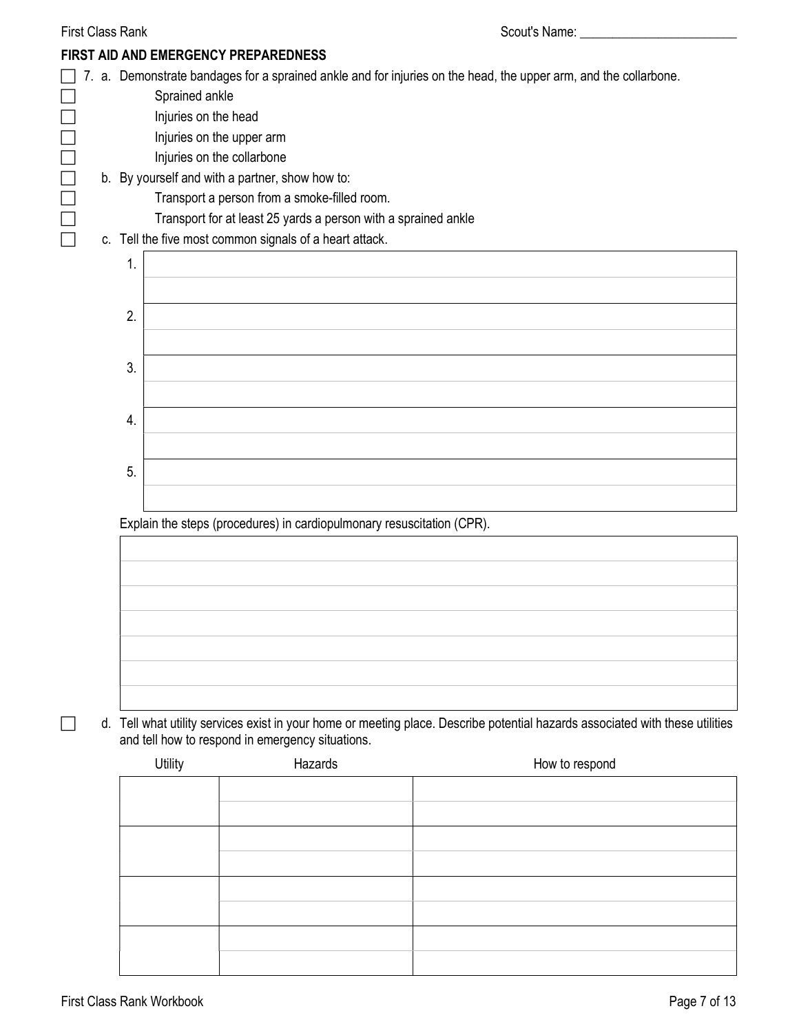Scout's Name: ________________________

## FIRST AID AND EMERGENCY PREPAREDNESS

- [ ] 7. a. Demonstrate bandages for a sprained ankle and for injuries on the head, the upper arm, and the collarbone.
  - [ ] Sprained ankle
  - [ ] Injuries on the head
  - [ ] Injuries on the upper arm
  - [ ] Injuries on the collarbone
- [ ] b. By yourself and with a partner, show how to:
  - [ ] Transport a person from a smoke-filled room.
  - [ ] Transport for at least 25 yards a person with a sprained ankle
- [ ] c. Tell the five most common signals of a heart attack.

| | |
|---|---|
| 1. | |
| 2. | |
| 3. | |
| 4. | |
| 5. | |

Explain the steps (procedures) in cardiopulmonary resuscitation (CPR).

| |
|---|
| |
| |
| |
| |
| |
| |
| |

- [ ] d. Tell what utility services exist in your home or meeting place. Describe potential hazards associated with these utilities and tell how to respond in emergency situations.

| Utility | Hazards | How to respond |
|---|---|---|
| | | |
| | | |
| | | |
| | | |
| | | |
| | | |
| | | |
| | | |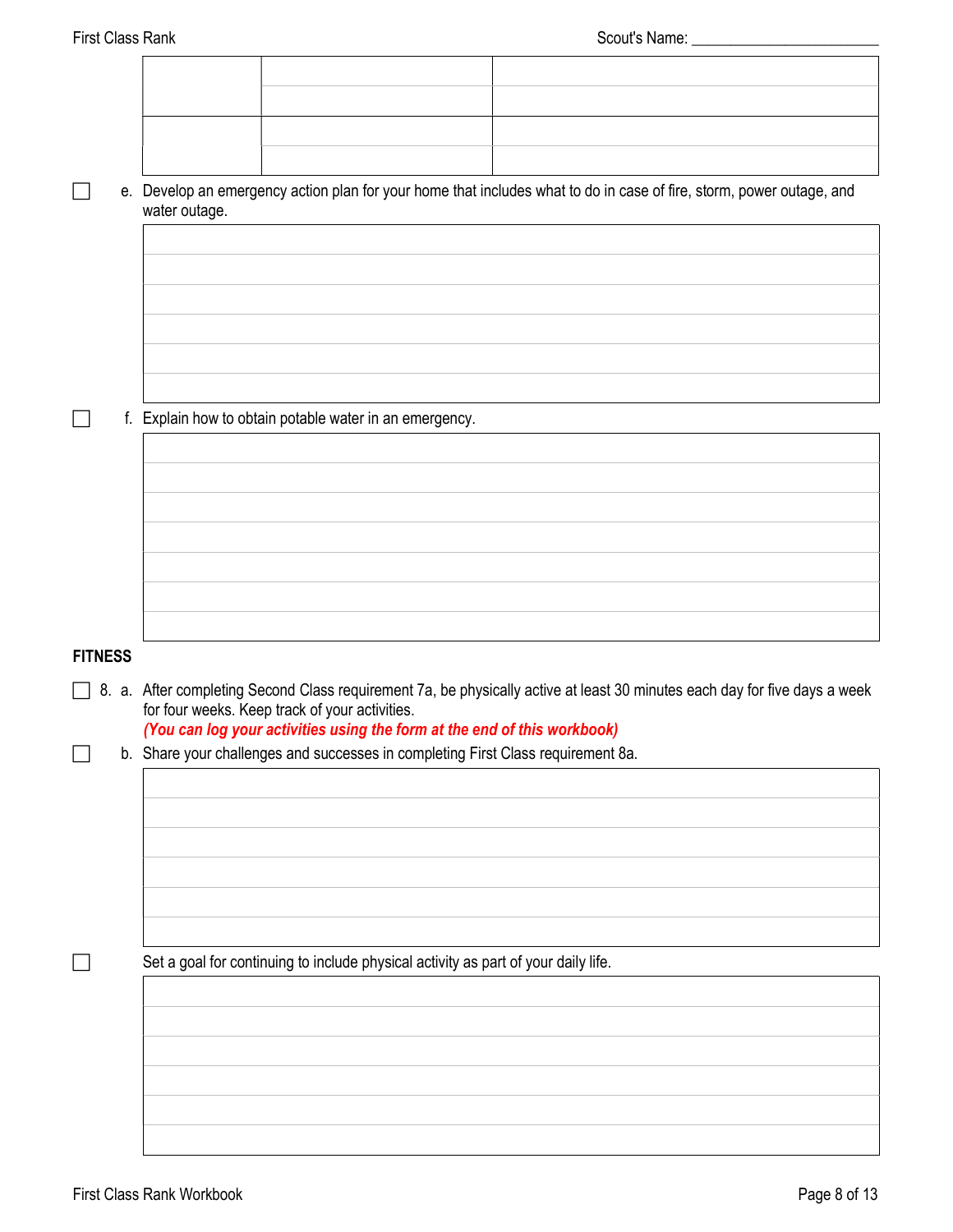| | | |
|---|---|---|
| | | |
| | | |
| | | |
| | | |

☐ e. Develop an emergency action plan for your home that includes what to do in case of fire, storm, power outage, and water outage.

| |
|---|
| |
| |
| |
| |
| |
| |

☐ f. Explain how to obtain potable water in an emergency.

| |
|---|
| |
| |
| |
| |
| |
| |
| |

**FITNESS**

☐ 8. a. After completing Second Class requirement 7a, be physically active at least 30 minutes each day for five days a week for four weeks. Keep track of your activities.
*(You can log your activities using the form at the end of this workbook)*

☐ b. Share your challenges and successes in completing First Class requirement 8a.

| |
|---|
| |
| |
| |
| |
| |
| |

☐ Set a goal for continuing to include physical activity as part of your daily life.

| |
|---|
| |
| |
| |
| |
| |
| |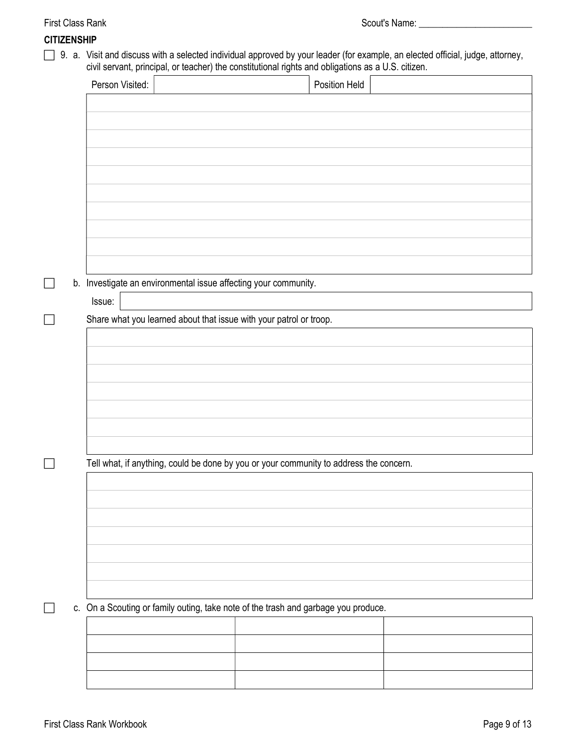Scout's Name: ________________________

**CITIZENSHIP**

☐ 9. a. Visit and discuss with a selected individual approved by your leader (for example, an elected official, judge, attorney, civil servant, principal, or teacher) the constitutional rights and obligations as a U.S. citizen.

| Person Visited: | | Position Held | |
|---|---|---|---|
| | | | |
| | | | |
| | | | |
| | | | |
| | | | |
| | | | |
| | | | |
| | | | |
| | | | |
| | | | |

☐ b. Investigate an environmental issue affecting your community.

| Issue: | |
|---|---|

☐ Share what you learned about that issue with your patrol or troop.

| |
|---|
| |
| |
| |
| |
| |
| |
| |

☐ Tell what, if anything, could be done by you or your community to address the concern.

| |
|---|
| |
| |
| |
| |
| |
| |
| |

☐ c. On a Scouting or family outing, take note of the trash and garbage you produce.

| | | |
|---|---|---|
| | | |
| | | |
| | | |
| | | |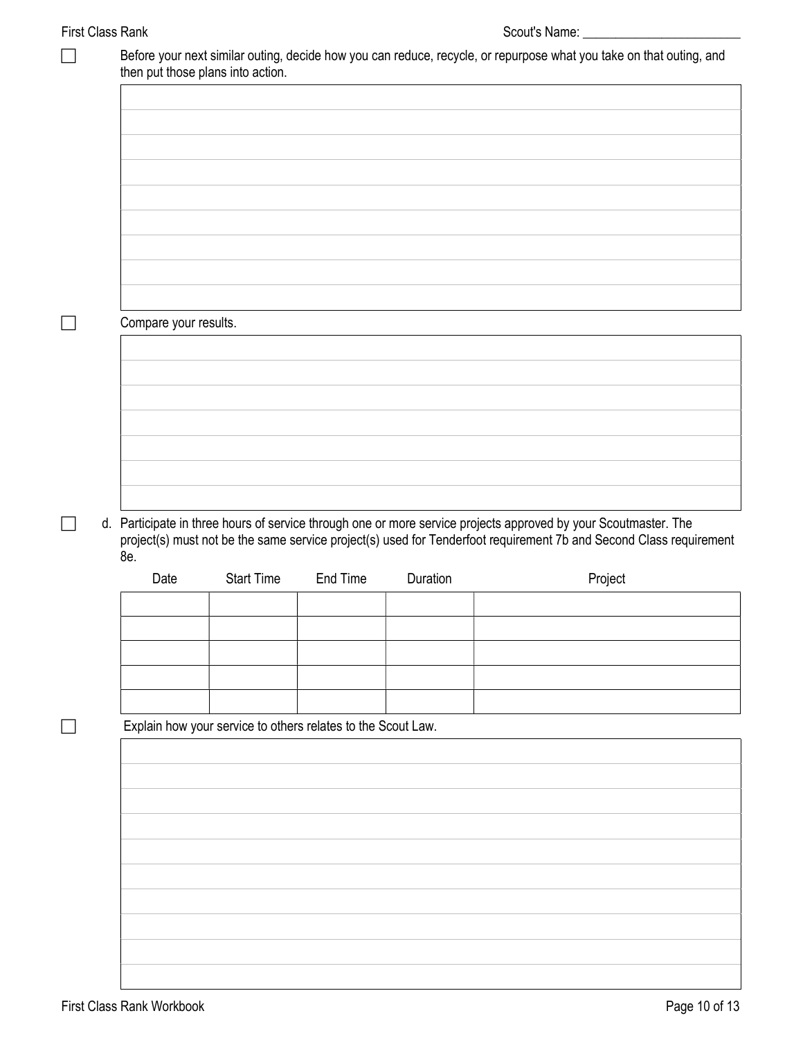Scout's Name: ________________________

☐ Before your next similar outing, decide how you can reduce, recycle, or repurpose what you take on that outing, and then put those plans into action.

☐ Compare your results.

☐ d. Participate in three hours of service through one or more service projects approved by your Scoutmaster. The project(s) must not be the same service project(s) used for Tenderfoot requirement 7b and Second Class requirement 8e.

| Date | Start Time | End Time | Duration | Project |
|---|---|---|---|---|
| | | | | |
| | | | | |
| | | | | |
| | | | | |
| | | | | |

☐ Explain how your service to others relates to the Scout Law.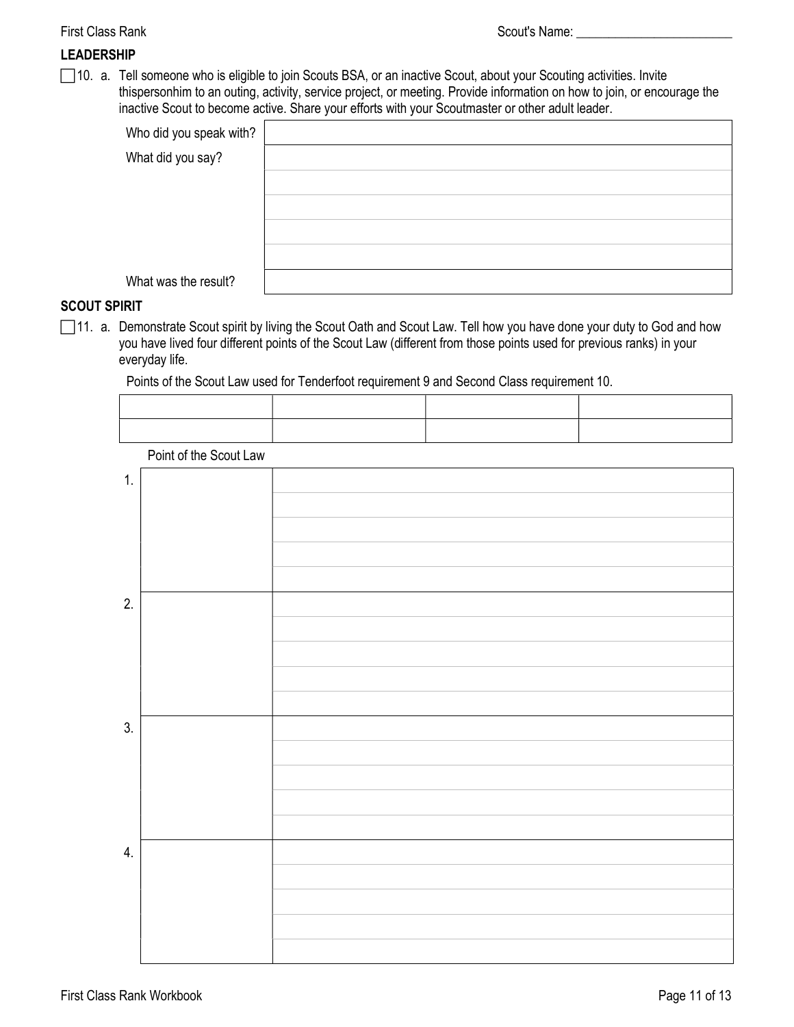First Class Rank — Scout's Name: ________________________

## LEADERSHIP

☐ 10. a. Tell someone who is eligible to join Scouts BSA, or an inactive Scout, about your Scouting activities. Invite thispersonhim to an outing, activity, service project, or meeting. Provide information on how to join, or encourage the inactive Scout to become active. Share your efforts with your Scoutmaster or other adult leader.

| | |
|---|---|
| Who did you speak with? | |
| What did you say? | |
| | |
| | |
| | |
| | |
| What was the result? | |

## SCOUT SPIRIT

☐ 11. a. Demonstrate Scout spirit by living the Scout Oath and Scout Law. Tell how you have done your duty to God and how you have lived four different points of the Scout Law (different from those points used for previous ranks) in your everyday life.

Points of the Scout Law used for Tenderfoot requirement 9 and Second Class requirement 10.

| | | | |
|---|---|---|---|
| | | | |
| | | | |

| | Point of the Scout Law | |
|---|---|---|
| 1. | | |
| | | |
| | | |
| | | |
| | | |
| 2. | | |
| | | |
| | | |
| | | |
| | | |
| 3. | | |
| | | |
| | | |
| | | |
| | | |
| 4. | | |
| | | |
| | | |
| | | |
| | | |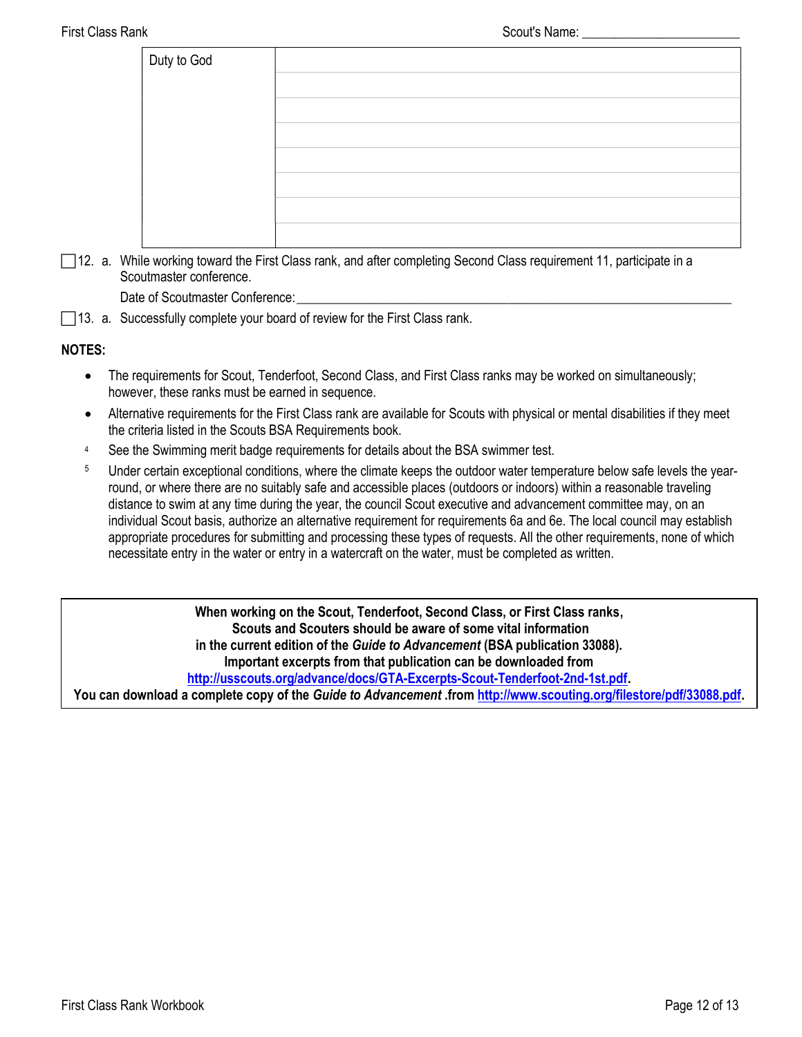Scout's Name: ________________________

| Duty to God | |
|---|---|
| | |
| | |
| | |
| | |
| | |
| | |
| | |

☐ 12. a. While working toward the First Class rank, and after completing Second Class requirement 11, participate in a Scoutmaster conference.

Date of Scoutmaster Conference: ____________________________________________

☐ 13. a. Successfully complete your board of review for the First Class rank.

**NOTES:**

- The requirements for Scout, Tenderfoot, Second Class, and First Class ranks may be worked on simultaneously; however, these ranks must be earned in sequence.
- Alternative requirements for the First Class rank are available for Scouts with physical or mental disabilities if they meet the criteria listed in the Scouts BSA Requirements book.

[4] See the Swimming merit badge requirements for details about the BSA swimmer test.

[5] Under certain exceptional conditions, where the climate keeps the outdoor water temperature below safe levels the year-round, or where there are no suitably safe and accessible places (outdoors or indoors) within a reasonable traveling distance to swim at any time during the year, the council Scout executive and advancement committee may, on an individual Scout basis, authorize an alternative requirement for requirements 6a and 6e. The local council may establish appropriate procedures for submitting and processing these types of requests. All the other requirements, none of which necessitate entry in the water or entry in a watercraft on the water, must be completed as written.

**When working on the Scout, Tenderfoot, Second Class, or First Class ranks, Scouts and Scouters should be aware of some vital information in the current edition of the *Guide to Advancement* (BSA publication 33088). Important excerpts from that publication can be downloaded from [http://usscouts.org/advance/docs/GTA-Excerpts-Scout-Tenderfoot-2nd-1st.pdf](http://usscouts.org/advance/docs/GTA-Excerpts-Scout-Tenderfoot-2nd-1st.pdf).**

**You can download a complete copy of the *Guide to Advancement* .from [http://www.scouting.org/filestore/pdf/33088.pdf](http://www.scouting.org/filestore/pdf/33088.pdf).**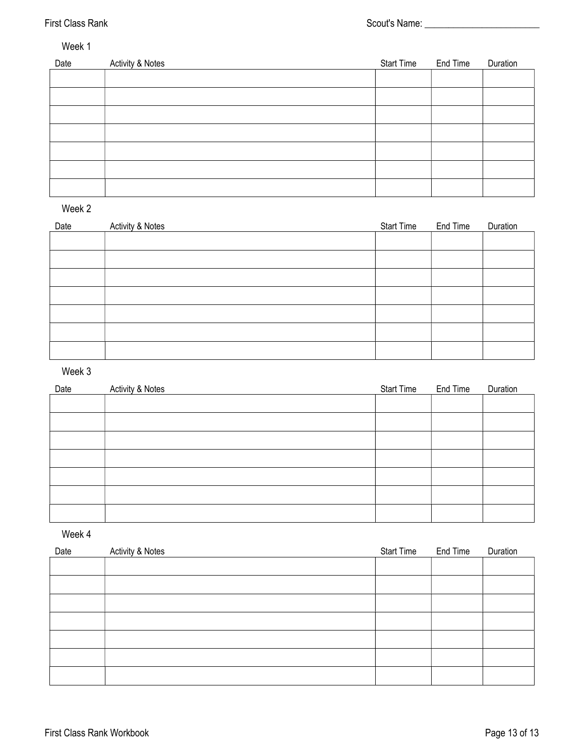Scout's Name: ________________________

Week 1

| Date | Activity & Notes | Start Time | End Time | Duration |
|---|---|---|---|---|
| | | | | |
| | | | | |
| | | | | |
| | | | | |
| | | | | |
| | | | | |
| | | | | |

Week 2

| Date | Activity & Notes | Start Time | End Time | Duration |
|---|---|---|---|---|
| | | | | |
| | | | | |
| | | | | |
| | | | | |
| | | | | |
| | | | | |
| | | | | |

Week 3

| Date | Activity & Notes | Start Time | End Time | Duration |
|---|---|---|---|---|
| | | | | |
| | | | | |
| | | | | |
| | | | | |
| | | | | |
| | | | | |
| | | | | |

Week 4

| Date | Activity & Notes | Start Time | End Time | Duration |
|---|---|---|---|---|
| | | | | |
| | | | | |
| | | | | |
| | | | | |
| | | | | |
| | | | | |
| | | | | |